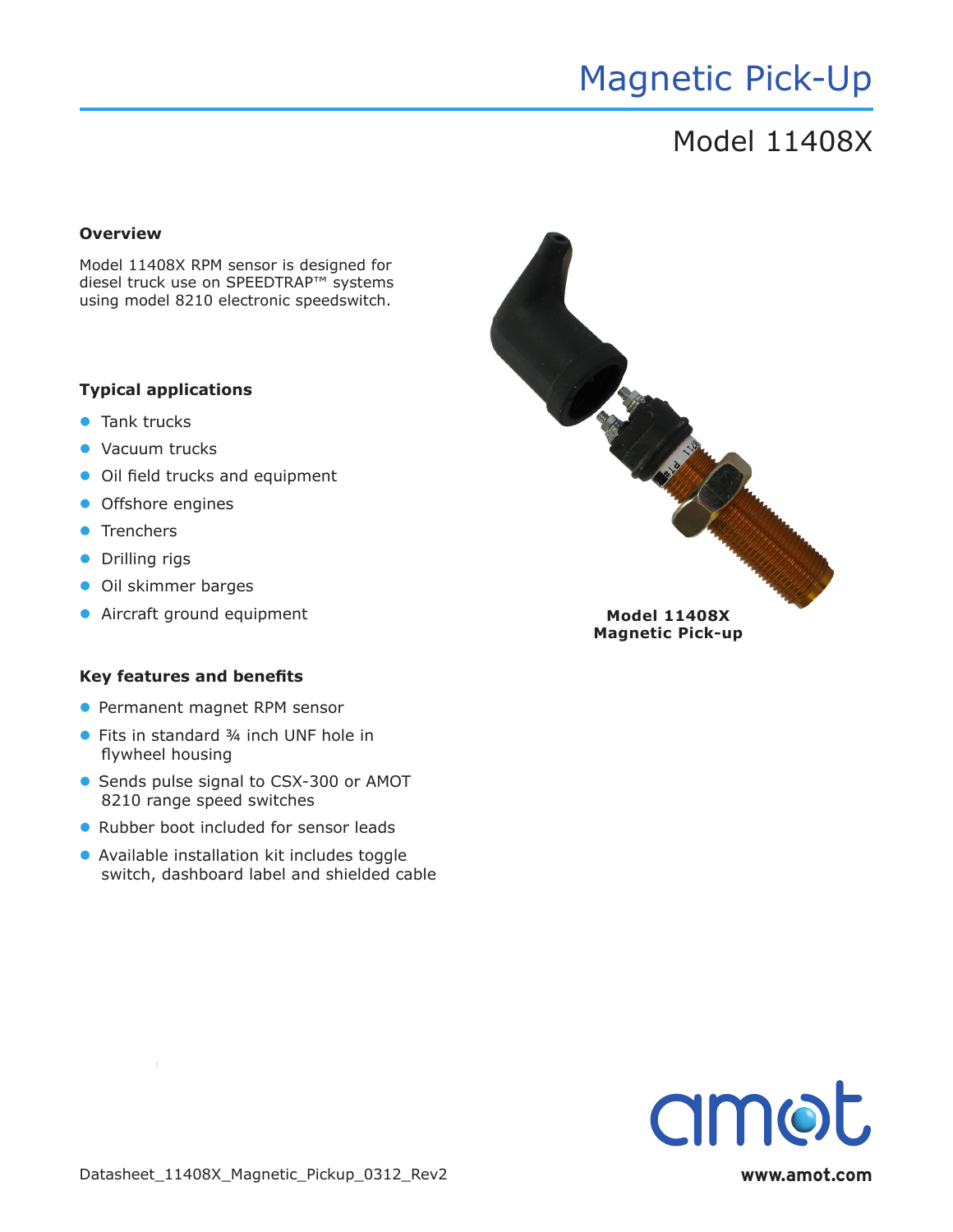# Magnetic Pick-Up

## Model 11408X

### Overview

Model 11408X RPM sensor is designed for diesel truck use on SPEEDTRAP™ systems using model 8210 electronic speedswitch.

### Typical applications

- Tank trucks
- Vacuum trucks
- Oil field trucks and equipment
- Offshore engines
- Trenchers
- Drilling rigs
- Oil skimmer barges
- Aircraft ground equipment

**Model 11408X Magnetic Pick-up**

### Key features and benefits

- Permanent magnet RPM sensor
- Fits in standard ¾ inch UNF hole in flywheel housing
- Sends pulse signal to CSX-300 or AMOT 8210 range speed switches
- Rubber boot included for sensor leads
- Available installation kit includes toggle switch, dashboard label and shielded cable

Datasheet_11408X_Magnetic_Pickup_0312_Rev2

www.amot.com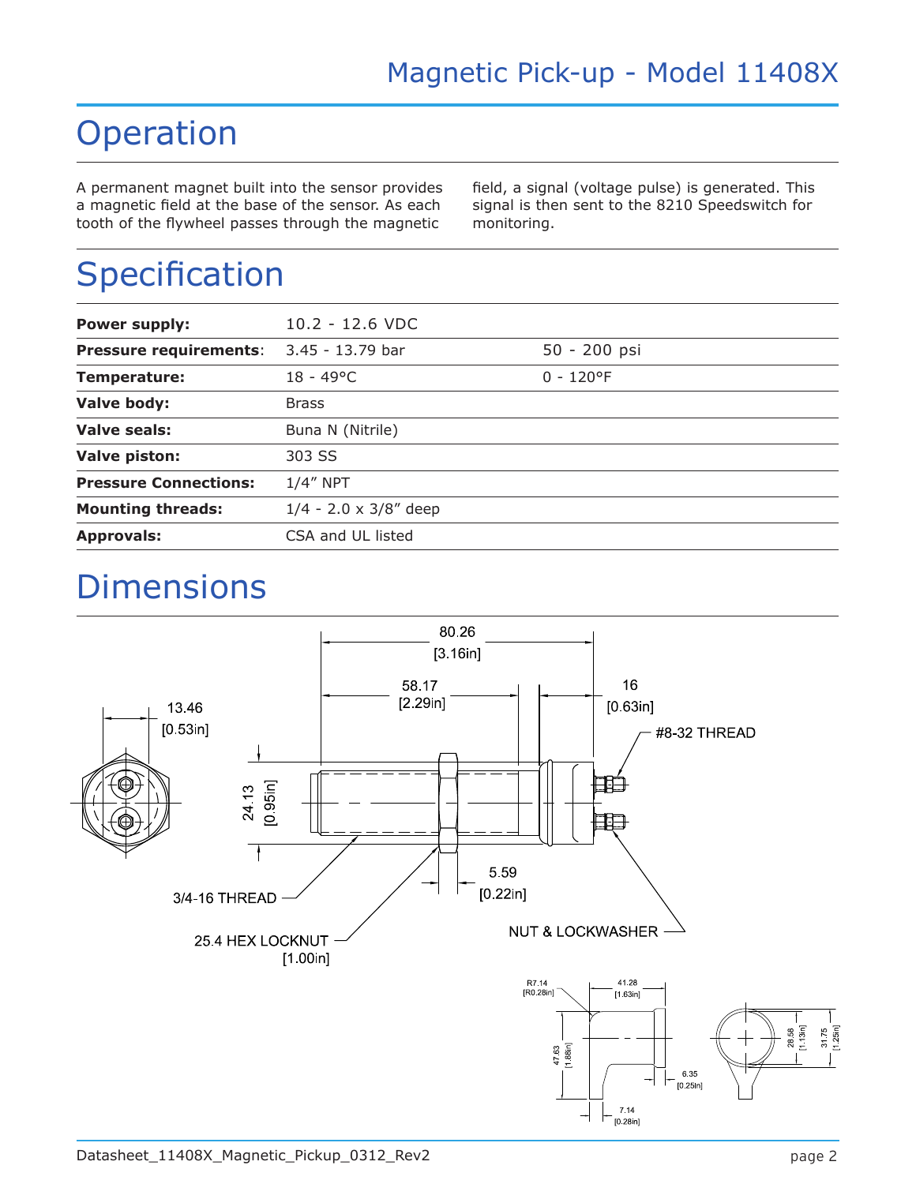# Operation

A permanent magnet built into the sensor provides a magnetic field at the base of the sensor. As each tooth of the flywheel passes through the magnetic field, a signal (voltage pulse) is generated. This signal is then sent to the 8210 Speedswitch for monitoring.

# Specification

| | | |
|---|---|---|
| **Power supply:** | 10.2 - 12.6 VDC | |
| **Pressure requirements**: | 3.45 - 13.79 bar | 50 - 200 psi |
| **Temperature:** | 18 - 49°C | 0 - 120°F |
| **Valve body:** | Brass | |
| **Valve seals:** | Buna N (Nitrile) | |
| **Valve piston:** | 303 SS | |
| **Pressure Connections:** | 1/4" NPT | |
| **Mounting threads:** | 1/4 - 2.0 x 3/8" deep | |
| **Approvals:** | CSA and UL listed | |

# Dimensions

80.26 [3.16in]

58.17 [2.29in]

16 [0.63in]

13.46 [0.53in]

#8-32 THREAD

24.13 [0.95in]

5.59 [0.22in]

3/4-16 THREAD

25.4 HEX LOCKNUT [1.00in]

NUT & LOCKWASHER

R7.14 [R0.28in]

41.28 [1.63in]

47.63 [1.88in]

6.35 [0.25in]

7.14 [0.28in]

28.58 [1.13in]

31.75 [1.25in]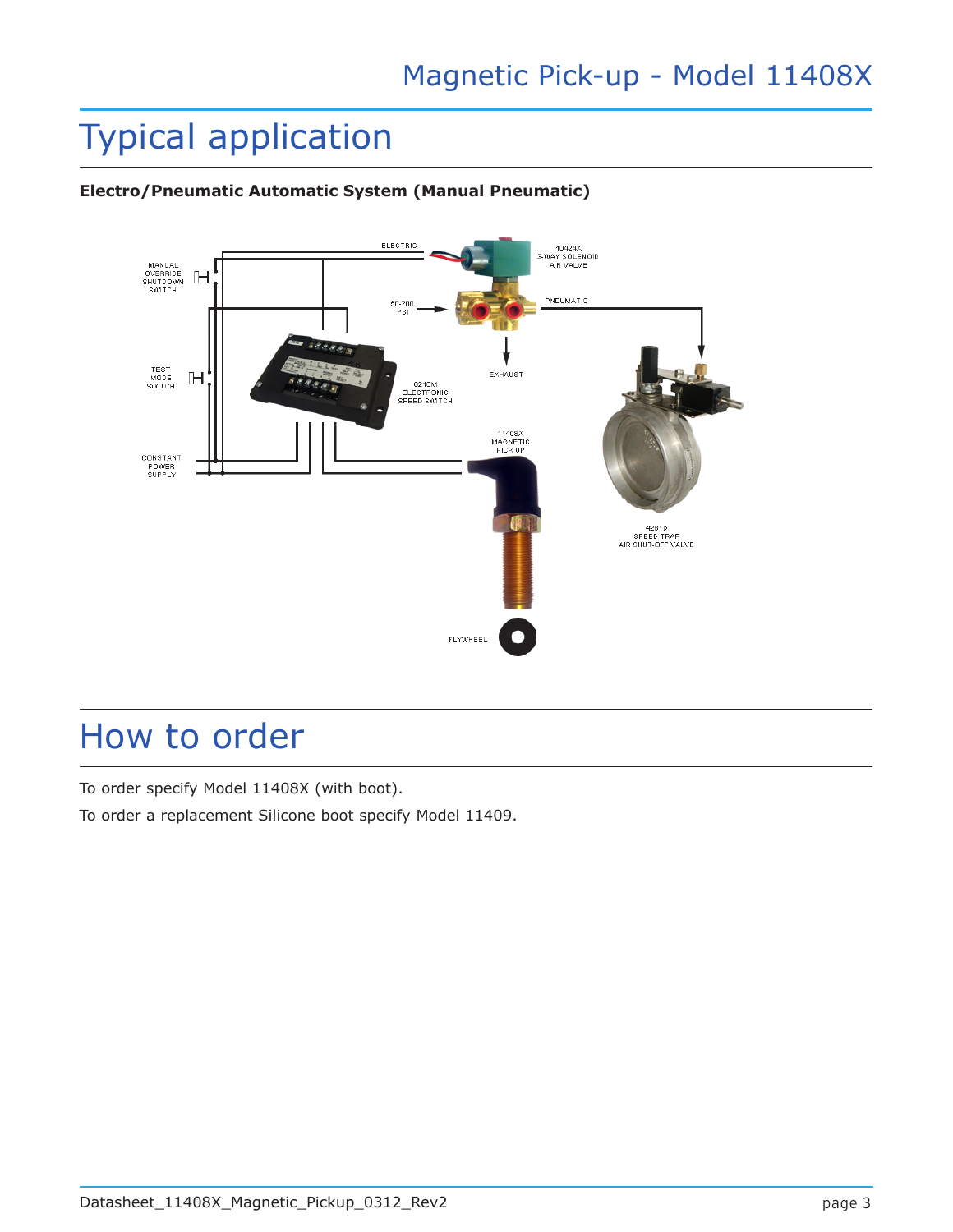# Typical application

**Electro/Pneumatic Automatic System (Manual Pneumatic)**

ELECTRIC

10424X
3-WAY SOLENOID
AIR VALVE

MANUAL
OVERRIDE
SHUTDOWN
SWITCH

60-200
PSI

PNEUMATIC

EXHAUST

TEST
MODE
SWITCH

8210M
ELECTRONIC
SPEED SWITCH

11408X
MAGNETIC
PICK UP

CONSTANT
POWER
SUPPLY

4281D
SPEED TRAP
AIR SHUT-OFF VALVE

FLYWHEEL

# How to order

To order specify Model 11408X (with boot).

To order a replacement Silicone boot specify Model 11409.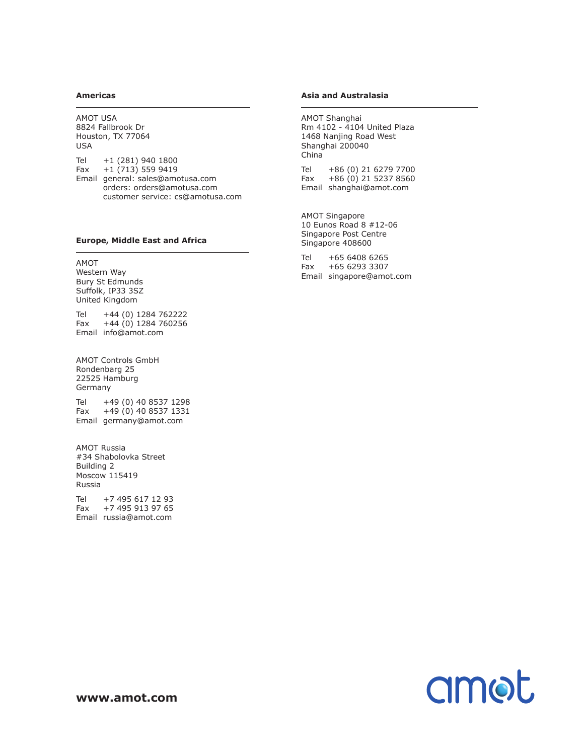## Americas

AMOT USA
8824 Fallbrook Dr
Houston, TX 77064
USA

Tel +1 (281) 940 1800
Fax +1 (713) 559 9419
Email general: sales@amotusa.com
orders: orders@amotusa.com
customer service: cs@amotusa.com

## Europe, Middle East and Africa

AMOT
Western Way
Bury St Edmunds
Suffolk, IP33 3SZ
United Kingdom

Tel +44 (0) 1284 762222
Fax +44 (0) 1284 760256
Email info@amot.com

AMOT Controls GmbH
Rondenbarg 25
22525 Hamburg
Germany

Tel +49 (0) 40 8537 1298
Fax +49 (0) 40 8537 1331
Email germany@amot.com

AMOT Russia
#34 Shabolovka Street
Building 2
Moscow 115419
Russia

Tel +7 495 617 12 93
Fax +7 495 913 97 65
Email russia@amot.com

## Asia and Australasia

AMOT Shanghai
Rm 4102 - 4104 United Plaza
1468 Nanjing Road West
Shanghai 200040
China

Tel +86 (0) 21 6279 7700
Fax +86 (0) 21 5237 8560
Email shanghai@amot.com

AMOT Singapore
10 Eunos Road 8 #12-06
Singapore Post Centre
Singapore 408600

Tel +65 6408 6265
Fax +65 6293 3307
Email singapore@amot.com

**www.amot.com**

amot